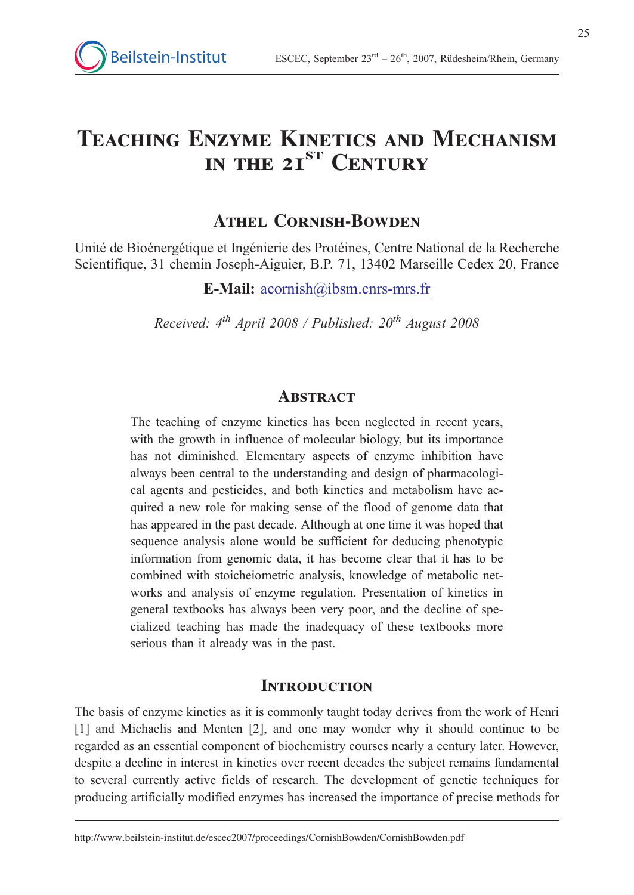# Teaching Enzyme Kinetics and Mechanism in the 21st Century

## Athel Cornish-Bowden

Unité de Bioénergétique et Ingénierie des Protéines, Centre National de la Recherche Scientifique, 31 chemin Joseph-Aiguier, B.P. 71, 13402 Marseille Cedex 20, France

**E-Mail:** acornish@ibsm.cnrs-mrs.fr

*Received: 4th April 2008 / Published: 20th August 2008*

## Abstract

The teaching of enzyme kinetics has been neglected in recent years, with the growth in influence of molecular biology, but its importance has not diminished. Elementary aspects of enzyme inhibition have always been central to the understanding and design of pharmacological agents and pesticides, and both kinetics and metabolism have acquired a new role for making sense of the flood of genome data that has appeared in the past decade. Although at one time it was hoped that sequence analysis alone would be sufficient for deducing phenotypic information from genomic data, it has become clear that it has to be combined with stoicheiometric analysis, knowledge of metabolic networks and analysis of enzyme regulation. Presentation of kinetics in general textbooks has always been very poor, and the decline of specialized teaching has made the inadequacy of these textbooks more serious than it already was in the past.

## Introduction

The basis of enzyme kinetics as it is commonly taught today derives from the work of Henri [1] and Michaelis and Menten [2], and one may wonder why it should continue to be regarded as an essential component of biochemistry courses nearly a century later. However, despite a decline in interest in kinetics over recent decades the subject remains fundamental to several currently active fields of research. The development of genetic techniques for producing artificially modified enzymes has increased the importance of precise methods for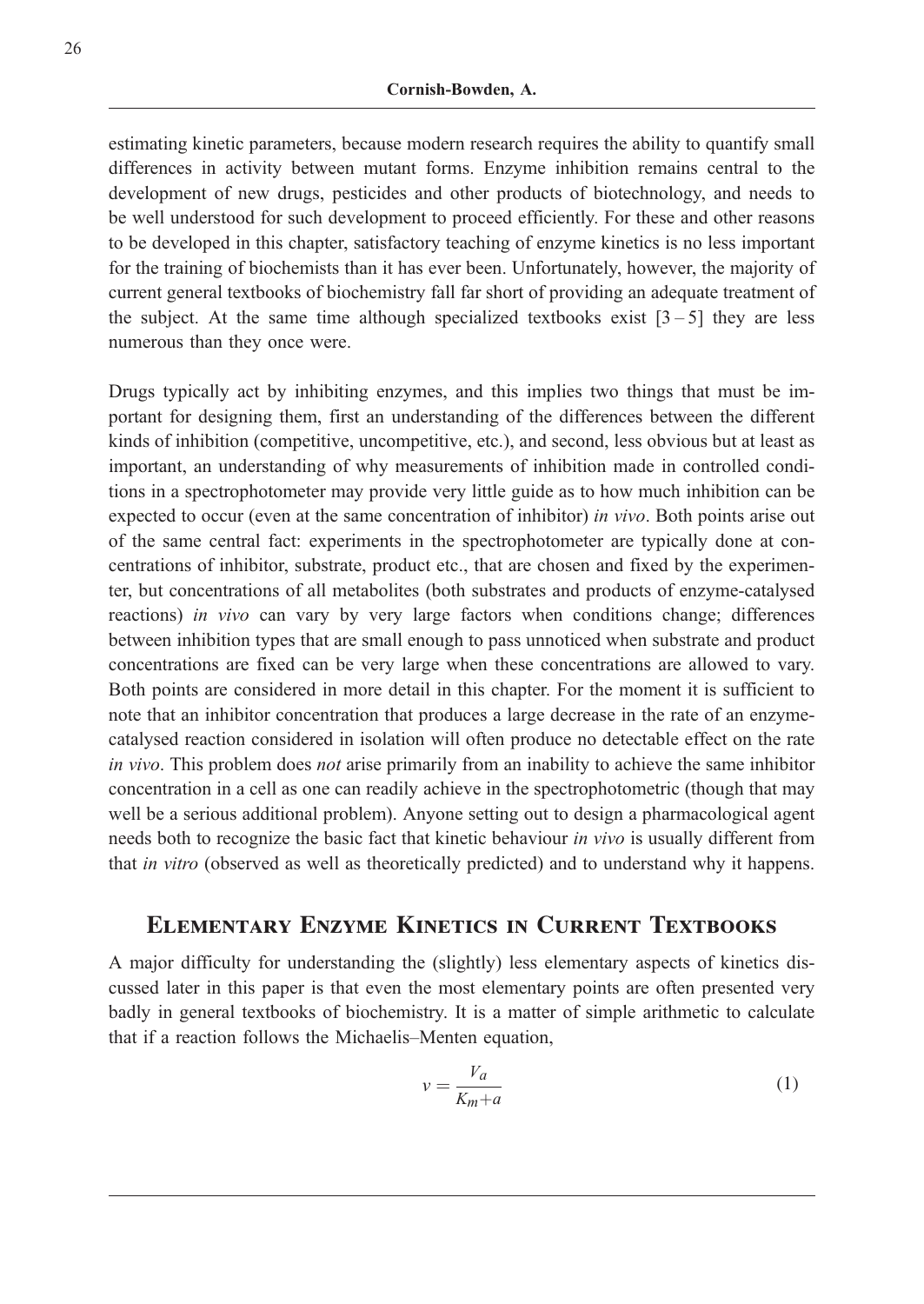estimating kinetic parameters, because modern research requires the ability to quantify small differences in activity between mutant forms. Enzyme inhibition remains central to the development of new drugs, pesticides and other products of biotechnology, and needs to be well understood for such development to proceed efficiently. For these and other reasons to be developed in this chapter, satisfactory teaching of enzyme kinetics is no less important for the training of biochemists than it has ever been. Unfortunately, however, the majority of current general textbooks of biochemistry fall far short of providing an adequate treatment of the subject. At the same time although specialized textbooks exist [3 – 5] they are less numerous than they once were.

Drugs typically act by inhibiting enzymes, and this implies two things that must be important for designing them, first an understanding of the differences between the different kinds of inhibition (competitive, uncompetitive, etc.), and second, less obvious but at least as important, an understanding of why measurements of inhibition made in controlled conditions in a spectrophotometer may provide very little guide as to how much inhibition can be expected to occur (even at the same concentration of inhibitor) *in vivo*. Both points arise out of the same central fact: experiments in the spectrophotometer are typically done at concentrations of inhibitor, substrate, product etc., that are chosen and fixed by the experimenter, but concentrations of all metabolites (both substrates and products of enzyme-catalysed reactions) *in vivo* can vary by very large factors when conditions change; differences between inhibition types that are small enough to pass unnoticed when substrate and product concentrations are fixed can be very large when these concentrations are allowed to vary. Both points are considered in more detail in this chapter. For the moment it is sufficient to note that an inhibitor concentration that produces a large decrease in the rate of an enzyme-catalysed reaction considered in isolation will often produce no detectable effect on the rate *in vivo*. This problem does *not* arise primarily from an inability to achieve the same inhibitor concentration in a cell as one can readily achieve in the spectrophotometric (though that may well be a serious additional problem). Anyone setting out to design a pharmacological agent needs both to recognize the basic fact that kinetic behaviour *in vivo* is usually different from that *in vitro* (observed as well as theoretically predicted) and to understand why it happens.

## Elementary Enzyme Kinetics in Current Textbooks

A major difficulty for understanding the (slightly) less elementary aspects of kinetics discussed later in this paper is that even the most elementary points are often presented very badly in general textbooks of biochemistry. It is a matter of simple arithmetic to calculate that if a reaction follows the Michaelis–Menten equation,

$$v = \frac{V_a}{K_m + a} \tag{1}$$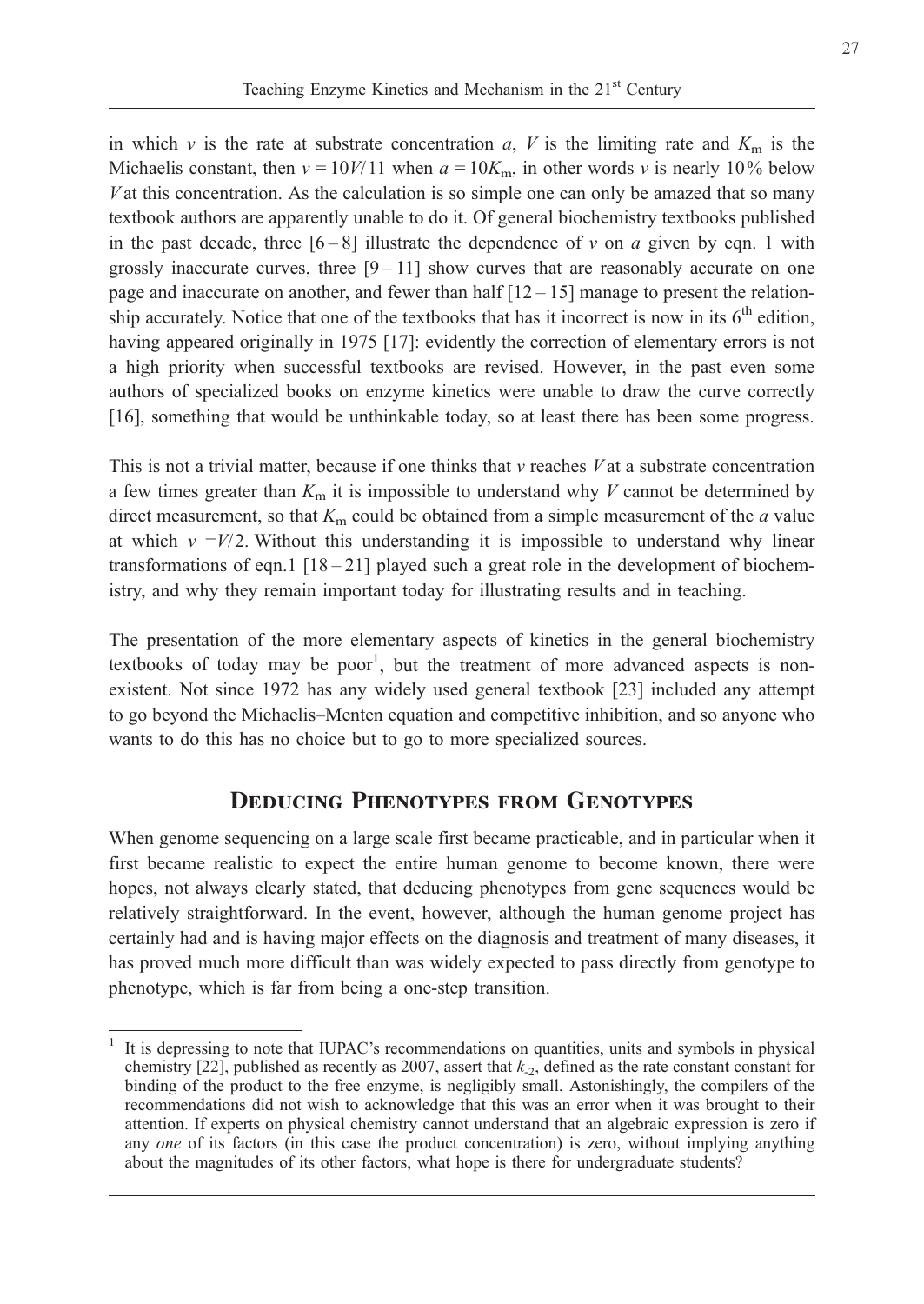in which $v$ is the rate at substrate concentration $a$, $V$ is the limiting rate and $K_m$ is the Michaelis constant, then $v = 10V/11$ when $a = 10K_m$, in other words $v$ is nearly 10% below $V$ at this concentration. As the calculation is so simple one can only be amazed that so many textbook authors are apparently unable to do it. Of general biochemistry textbooks published in the past decade, three [6 – 8] illustrate the dependence of $v$ on $a$ given by eqn. 1 with grossly inaccurate curves, three [9 – 11] show curves that are reasonably accurate on one page and inaccurate on another, and fewer than half [12 – 15] manage to present the relationship accurately. Notice that one of the textbooks that has it incorrect is now in its 6th edition, having appeared originally in 1975 [17]: evidently the correction of elementary errors is not a high priority when successful textbooks are revised. However, in the past even some authors of specialized books on enzyme kinetics were unable to draw the curve correctly [16], something that would be unthinkable today, so at least there has been some progress.

This is not a trivial matter, because if one thinks that $v$ reaches $V$ at a substrate concentration a few times greater than $K_m$ it is impossible to understand why $V$ cannot be determined by direct measurement, so that $K_m$ could be obtained from a simple measurement of the $a$ value at which $v = V/2$. Without this understanding it is impossible to understand why linear transformations of eqn.1 [18 – 21] played such a great role in the development of biochemistry, and why they remain important today for illustrating results and in teaching.

The presentation of the more elementary aspects of kinetics in the general biochemistry textbooks of today may be poor[1], but the treatment of more advanced aspects is non-existent. Not since 1972 has any widely used general textbook [23] included any attempt to go beyond the Michaelis–Menten equation and competitive inhibition, and so anyone who wants to do this has no choice but to go to more specialized sources.

## Deducing Phenotypes from Genotypes

When genome sequencing on a large scale first became practicable, and in particular when it first became realistic to expect the entire human genome to become known, there were hopes, not always clearly stated, that deducing phenotypes from gene sequences would be relatively straightforward. In the event, however, although the human genome project has certainly had and is having major effects on the diagnosis and treatment of many diseases, it has proved much more difficult than was widely expected to pass directly from genotype to phenotype, which is far from being a one-step transition.

[1] It is depressing to note that IUPAC's recommendations on quantities, units and symbols in physical chemistry [22], published as recently as 2007, assert that $k_{-2}$, defined as the rate constant constant for binding of the product to the free enzyme, is negligibly small. Astonishingly, the compilers of the recommendations did not wish to acknowledge that this was an error when it was brought to their attention. If experts on physical chemistry cannot understand that an algebraic expression is zero if any *one* of its factors (in this case the product concentration) is zero, without implying anything about the magnitudes of its other factors, what hope is there for undergraduate students?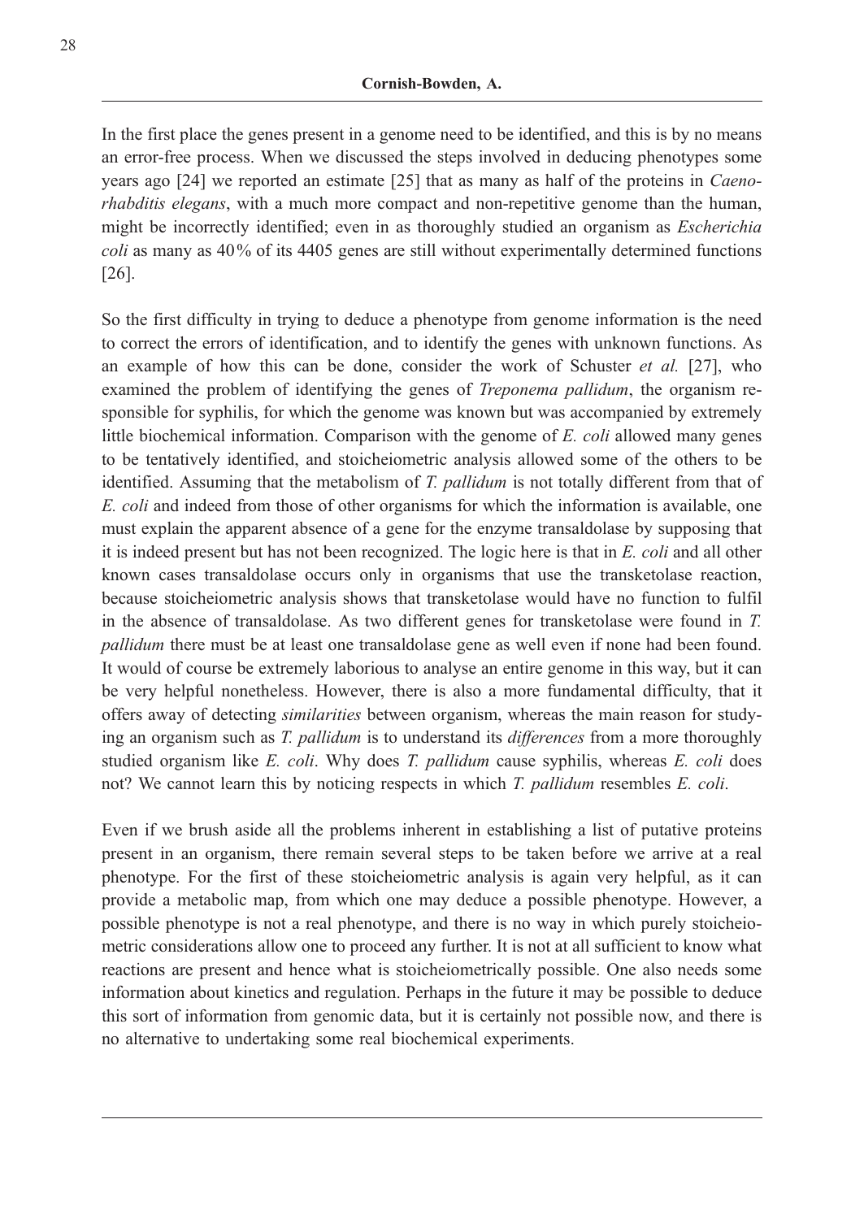In the first place the genes present in a genome need to be identified, and this is by no means an error-free process. When we discussed the steps involved in deducing phenotypes some years ago [24] we reported an estimate [25] that as many as half of the proteins in *Caenorhabditis elegans*, with a much more compact and non-repetitive genome than the human, might be incorrectly identified; even in as thoroughly studied an organism as *Escherichia coli* as many as 40% of its 4405 genes are still without experimentally determined functions [26].

So the first difficulty in trying to deduce a phenotype from genome information is the need to correct the errors of identification, and to identify the genes with unknown functions. As an example of how this can be done, consider the work of Schuster *et al.* [27], who examined the problem of identifying the genes of *Treponema pallidum*, the organism responsible for syphilis, for which the genome was known but was accompanied by extremely little biochemical information. Comparison with the genome of *E. coli* allowed many genes to be tentatively identified, and stoicheiometric analysis allowed some of the others to be identified. Assuming that the metabolism of *T. pallidum* is not totally different from that of *E. coli* and indeed from those of other organisms for which the information is available, one must explain the apparent absence of a gene for the enzyme transaldolase by supposing that it is indeed present but has not been recognized. The logic here is that in *E. coli* and all other known cases transaldolase occurs only in organisms that use the transketolase reaction, because stoicheiometric analysis shows that transketolase would have no function to fulfil in the absence of transaldolase. As two different genes for transketolase were found in *T. pallidum* there must be at least one transaldolase gene as well even if none had been found. It would of course be extremely laborious to analyse an entire genome in this way, but it can be very helpful nonetheless. However, there is also a more fundamental difficulty, that it offers away of detecting *similarities* between organism, whereas the main reason for studying an organism such as *T. pallidum* is to understand its *differences* from a more thoroughly studied organism like *E. coli*. Why does *T. pallidum* cause syphilis, whereas *E. coli* does not? We cannot learn this by noticing respects in which *T. pallidum* resembles *E. coli*.

Even if we brush aside all the problems inherent in establishing a list of putative proteins present in an organism, there remain several steps to be taken before we arrive at a real phenotype. For the first of these stoicheiometric analysis is again very helpful, as it can provide a metabolic map, from which one may deduce a possible phenotype. However, a possible phenotype is not a real phenotype, and there is no way in which purely stoicheiometric considerations allow one to proceed any further. It is not at all sufficient to know what reactions are present and hence what is stoicheiometrically possible. One also needs some information about kinetics and regulation. Perhaps in the future it may be possible to deduce this sort of information from genomic data, but it is certainly not possible now, and there is no alternative to undertaking some real biochemical experiments.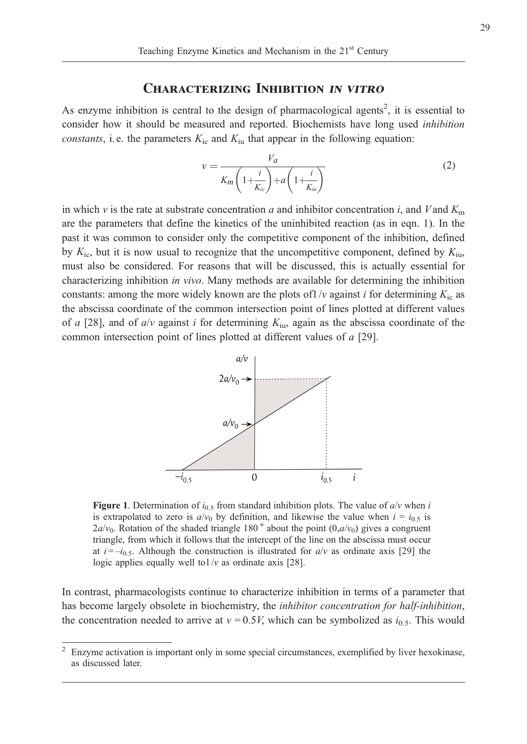## Characterizing Inhibition *in vitro*

As enzyme inhibition is central to the design of pharmacological agents[2], it is essential to consider how it should be measured and reported. Biochemists have long used *inhibition constants*, i. e. the parameters $K_{ic}$ and $K_{iu}$ that appear in the following equation:

$$v = \frac{Va}{K_m\left(1+\frac{i}{K_{ic}}\right)+a\left(1+\frac{i}{K_{iu}}\right)} \tag{2}$$

in which $v$ is the rate at substrate concentration $a$ and inhibitor concentration $i$, and $V$ and $K_m$ are the parameters that define the kinetics of the uninhibited reaction (as in eqn. 1). In the past it was common to consider only the competitive component of the inhibition, defined by $K_{ic}$, but it is now usual to recognize that the uncompetitive component, defined by $K_{iu}$, must also be considered. For reasons that will be discussed, this is actually essential for characterizing inhibition *in vivo*. Many methods are available for determining the inhibition constants: among the more widely known are the plots of $1/v$ against $i$ for determining $K_{ic}$ as the abscissa coordinate of the common intersection point of lines plotted at different values of $a$ [28], and of $a/v$ against $i$ for determining $K_{iu}$, again as the abscissa coordinate of the common intersection point of lines plotted at different values of $a$ [29].

**Figure 1**. Determination of $i_{0.5}$ from standard inhibition plots. The value of $a/v$ when $i$ is extrapolated to zero is $a/v_0$ by definition, and likewise the value when $i = i_{0.5}$ is $2a/v_0$. Rotation of the shaded triangle 180 ° about the point $(0,a/v_0)$ gives a congruent triangle, from which it follows that the intercept of the line on the abscissa must occur at $i = -i_{0.5}$. Although the construction is illustrated for $a/v$ as ordinate axis [29] the logic applies equally well to $1/v$ as ordinate axis [28].

In contrast, pharmacologists continue to characterize inhibition in terms of a parameter that has become largely obsolete in biochemistry, the *inhibitor concentration for half-inhibition*, the concentration needed to arrive at $v = 0.5V$, which can be symbolized as $i_{0.5}$. This would

---

[2] Enzyme activation is important only in some special circumstances, exemplified by liver hexokinase, as discussed later.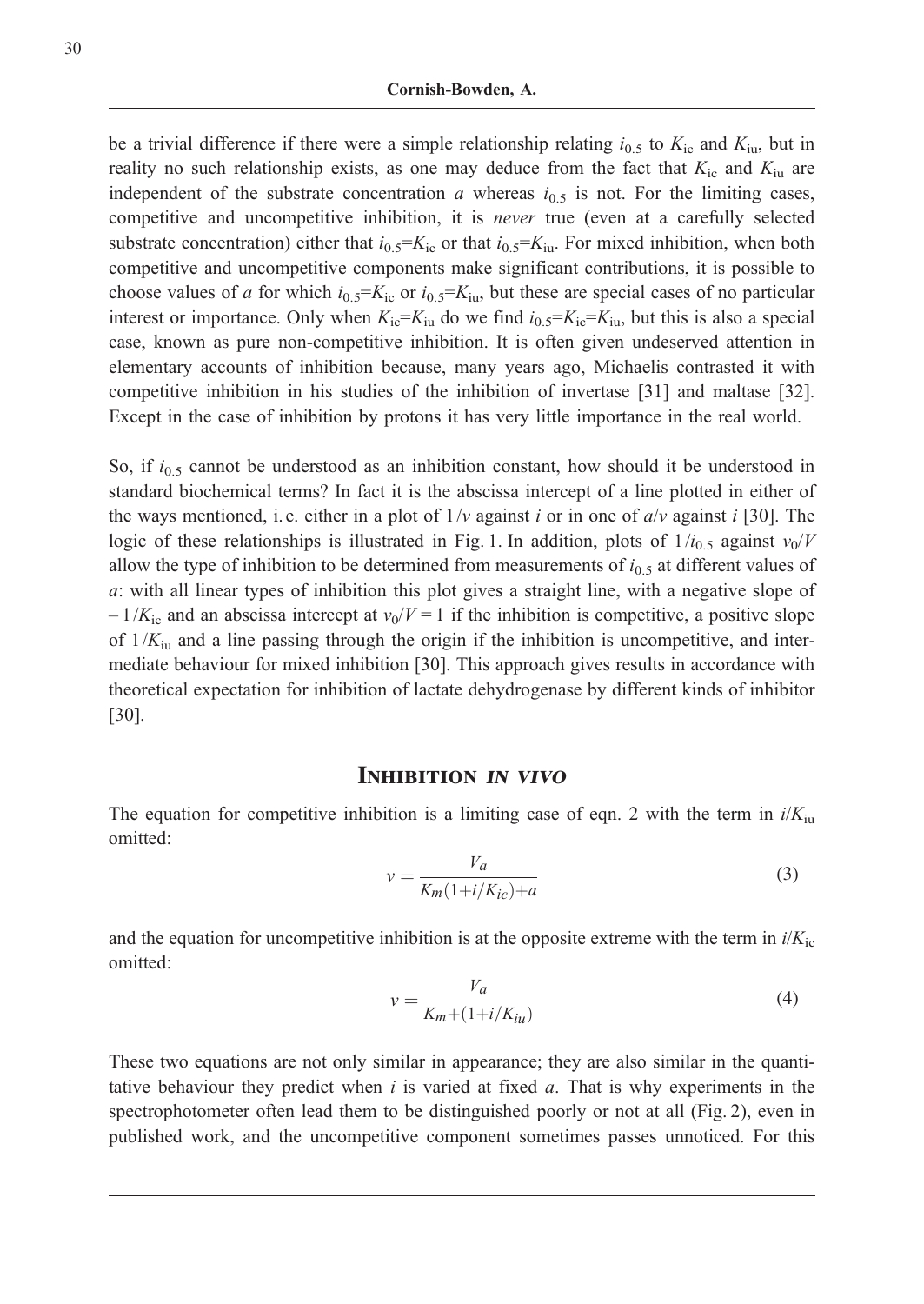be a trivial difference if there were a simple relationship relating $i_{0.5}$ to $K_{ic}$ and $K_{iu}$, but in reality no such relationship exists, as one may deduce from the fact that $K_{ic}$ and $K_{iu}$ are independent of the substrate concentration $a$ whereas $i_{0.5}$ is not. For the limiting cases, competitive and uncompetitive inhibition, it is *never* true (even at a carefully selected substrate concentration) either that $i_{0.5}$=$K_{ic}$ or that $i_{0.5}$=$K_{iu}$. For mixed inhibition, when both competitive and uncompetitive components make significant contributions, it is possible to choose values of $a$ for which $i_{0.5}$=$K_{ic}$ or $i_{0.5}$=$K_{iu}$, but these are special cases of no particular interest or importance. Only when $K_{ic}$=$K_{iu}$ do we find $i_{0.5}$=$K_{ic}$=$K_{iu}$, but this is also a special case, known as pure non-competitive inhibition. It is often given undeserved attention in elementary accounts of inhibition because, many years ago, Michaelis contrasted it with competitive inhibition in his studies of the inhibition of invertase [31] and maltase [32]. Except in the case of inhibition by protons it has very little importance in the real world.

So, if $i_{0.5}$ cannot be understood as an inhibition constant, how should it be understood in standard biochemical terms? In fact it is the abscissa intercept of a line plotted in either of the ways mentioned, i. e. either in a plot of $1/v$ against $i$ or in one of $a/v$ against $i$ [30]. The logic of these relationships is illustrated in Fig. 1. In addition, plots of $1/i_{0.5}$ against $v_0/V$ allow the type of inhibition to be determined from measurements of $i_{0.5}$ at different values of $a$: with all linear types of inhibition this plot gives a straight line, with a negative slope of $-1/K_{ic}$ and an abscissa intercept at $v_0/V = 1$ if the inhibition is competitive, a positive slope of $1/K_{iu}$ and a line passing through the origin if the inhibition is uncompetitive, and intermediate behaviour for mixed inhibition [30]. This approach gives results in accordance with theoretical expectation for inhibition of lactate dehydrogenase by different kinds of inhibitor [30].

## Inhibition *in vivo*

The equation for competitive inhibition is a limiting case of eqn. 2 with the term in $i/K_{iu}$ omitted:

$$v = \frac{Va}{K_m(1+i/K_{ic})+a} \tag{3}$$

and the equation for uncompetitive inhibition is at the opposite extreme with the term in $i/K_{ic}$ omitted:

$$v = \frac{Va}{K_m+(1+i/K_{iu})} \tag{4}$$

These two equations are not only similar in appearance; they are also similar in the quantitative behaviour they predict when $i$ is varied at fixed $a$. That is why experiments in the spectrophotometer often lead them to be distinguished poorly or not at all (Fig. 2), even in published work, and the uncompetitive component sometimes passes unnoticed. For this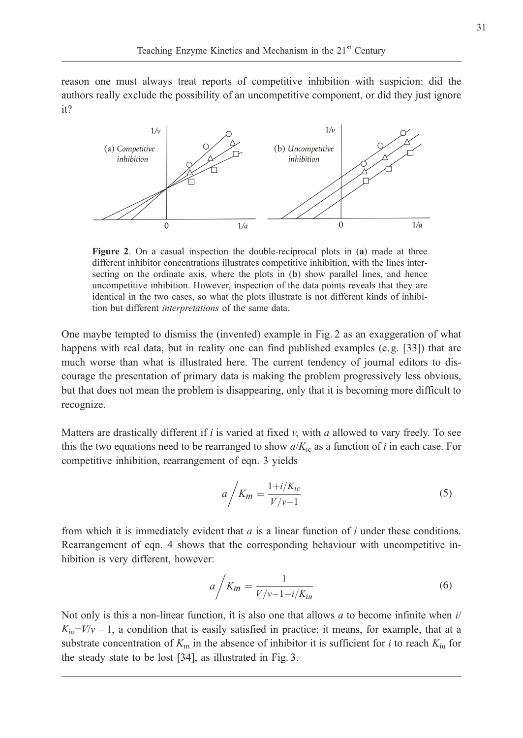reason one must always treat reports of competitive inhibition with suspicion: did the authors really exclude the possibility of an uncompetitive component, or did they just ignore it?

**Figure 2**. On a casual inspection the double-reciprocal plots in (**a**) made at three different inhibitor concentrations illustrates competitive inhibition, with the lines intersecting on the ordinate axis, where the plots in (**b**) show parallel lines, and hence uncompetitive inhibition. However, inspection of the data points reveals that they are identical in the two cases, so what the plots illustrate is not different kinds of inhibition but different *interpretations* of the same data.

One maybe tempted to dismiss the (invented) example in Fig. 2 as an exaggeration of what happens with real data, but in reality one can find published examples (e. g. [33]) that are much worse than what is illustrated here. The current tendency of journal editors to discourage the presentation of primary data is making the problem progressively less obvious, but that does not mean the problem is disappearing, only that it is becoming more difficult to recognize.

Matters are drastically different if $i$ is varied at fixed $v$, with $a$ allowed to vary freely. To see this the two equations need to be rearranged to show $a/K_{ic}$ as a function of $i$ in each case. For competitive inhibition, rearrangement of eqn. 3 yields

$$a \Big/ K_m = \frac{1+i/K_{ic}}{V/v-1} \tag{5}$$

from which it is immediately evident that $a$ is a linear function of $i$ under these conditions. Rearrangement of eqn. 4 shows that the corresponding behaviour with uncompetitive inhibition is very different, however:

$$a \Big/ K_m = \frac{1}{V/v-1-i/K_{iu}} \tag{6}$$

Not only is this a non-linear function, it is also one that allows $a$ to become infinite when $i/K_{iu}=V/v-1$, a condition that is easily satisfied in practice: it means, for example, that at a substrate concentration of $K_m$ in the absence of inhibitor it is sufficient for $i$ to reach $K_{iu}$ for the steady state to be lost [34], as illustrated in Fig. 3.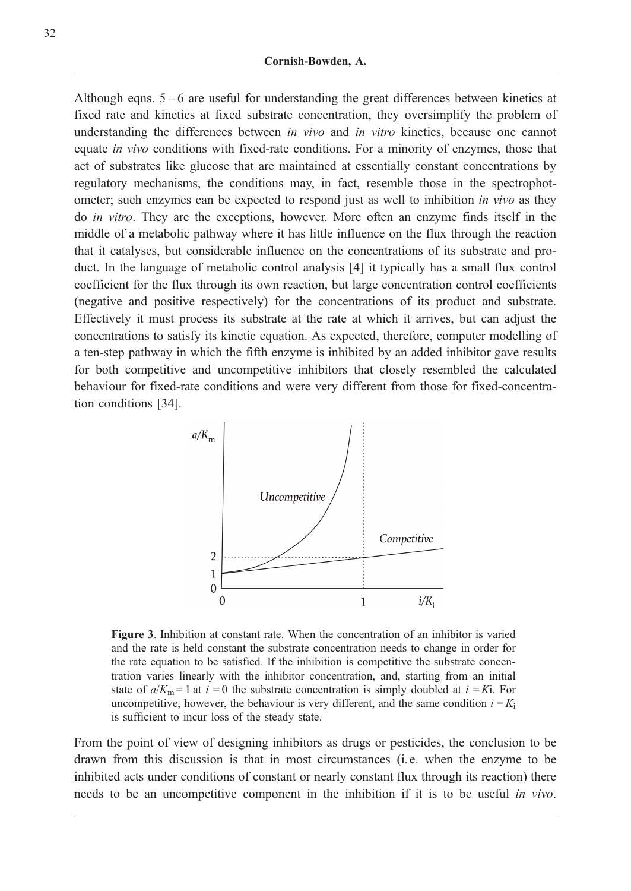Although eqns. 5 – 6 are useful for understanding the great differences between kinetics at fixed rate and kinetics at fixed substrate concentration, they oversimplify the problem of understanding the differences between *in vivo* and *in vitro* kinetics, because one cannot equate *in vivo* conditions with fixed-rate conditions. For a minority of enzymes, those that act of substrates like glucose that are maintained at essentially constant concentrations by regulatory mechanisms, the conditions may, in fact, resemble those in the spectrophotometer; such enzymes can be expected to respond just as well to inhibition *in vivo* as they do *in vitro*. They are the exceptions, however. More often an enzyme finds itself in the middle of a metabolic pathway where it has little influence on the flux through the reaction that it catalyses, but considerable influence on the concentrations of its substrate and product. In the language of metabolic control analysis [4] it typically has a small flux control coefficient for the flux through its own reaction, but large concentration control coefficients (negative and positive respectively) for the concentrations of its product and substrate. Effectively it must process its substrate at the rate at which it arrives, but can adjust the concentrations to satisfy its kinetic equation. As expected, therefore, computer modelling of a ten-step pathway in which the fifth enzyme is inhibited by an added inhibitor gave results for both competitive and uncompetitive inhibitors that closely resembled the calculated behaviour for fixed-rate conditions and were very different from those for fixed-concentration conditions [34].

**Figure 3**. Inhibition at constant rate. When the concentration of an inhibitor is varied and the rate is held constant the substrate concentration needs to change in order for the rate equation to be satisfied. If the inhibition is competitive the substrate concentration varies linearly with the inhibitor concentration, and, starting from an initial state of $a/K_m = 1$ at $i = 0$ the substrate concentration is simply doubled at $i = K$i. For uncompetitive, however, the behaviour is very different, and the same condition $i = K_i$ is sufficient to incur loss of the steady state.

From the point of view of designing inhibitors as drugs or pesticides, the conclusion to be drawn from this discussion is that in most circumstances (i. e. when the enzyme to be inhibited acts under conditions of constant or nearly constant flux through its reaction) there needs to be an uncompetitive component in the inhibition if it is to be useful *in vivo*.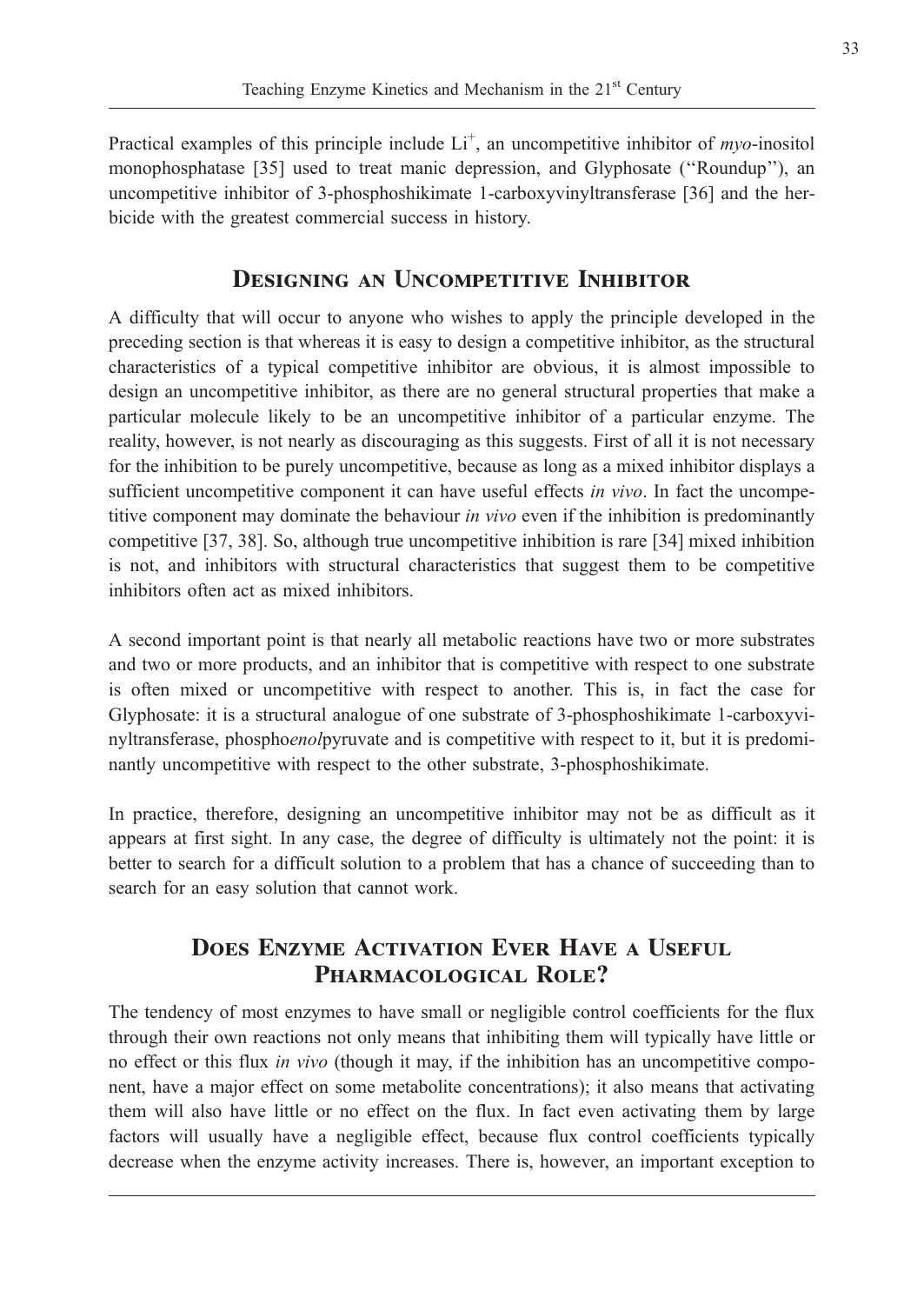Practical examples of this principle include $Li^+$, an uncompetitive inhibitor of *myo*-inositol monophosphatase [35] used to treat manic depression, and Glyphosate ("Roundup"), an uncompetitive inhibitor of 3-phosphoshikimate 1-carboxyvinyltransferase [36] and the herbicide with the greatest commercial success in history.

## Designing an Uncompetitive Inhibitor

A difficulty that will occur to anyone who wishes to apply the principle developed in the preceding section is that whereas it is easy to design a competitive inhibitor, as the structural characteristics of a typical competitive inhibitor are obvious, it is almost impossible to design an uncompetitive inhibitor, as there are no general structural properties that make a particular molecule likely to be an uncompetitive inhibitor of a particular enzyme. The reality, however, is not nearly as discouraging as this suggests. First of all it is not necessary for the inhibition to be purely uncompetitive, because as long as a mixed inhibitor displays a sufficient uncompetitive component it can have useful effects *in vivo*. In fact the uncompetitive component may dominate the behaviour *in vivo* even if the inhibition is predominantly competitive [37, 38]. So, although true uncompetitive inhibition is rare [34] mixed inhibition is not, and inhibitors with structural characteristics that suggest them to be competitive inhibitors often act as mixed inhibitors.

A second important point is that nearly all metabolic reactions have two or more substrates and two or more products, and an inhibitor that is competitive with respect to one substrate is often mixed or uncompetitive with respect to another. This is, in fact the case for Glyphosate: it is a structural analogue of one substrate of 3-phosphoshikimate 1-carboxyvinyltransferase, phospho*enol*pyruvate and is competitive with respect to it, but it is predominantly uncompetitive with respect to the other substrate, 3-phosphoshikimate.

In practice, therefore, designing an uncompetitive inhibitor may not be as difficult as it appears at first sight. In any case, the degree of difficulty is ultimately not the point: it is better to search for a difficult solution to a problem that has a chance of succeeding than to search for an easy solution that cannot work.

## Does Enzyme Activation Ever Have a Useful Pharmacological Role?

The tendency of most enzymes to have small or negligible control coefficients for the flux through their own reactions not only means that inhibiting them will typically have little or no effect or this flux *in vivo* (though it may, if the inhibition has an uncompetitive component, have a major effect on some metabolite concentrations); it also means that activating them will also have little or no effect on the flux. In fact even activating them by large factors will usually have a negligible effect, because flux control coefficients typically decrease when the enzyme activity increases. There is, however, an important exception to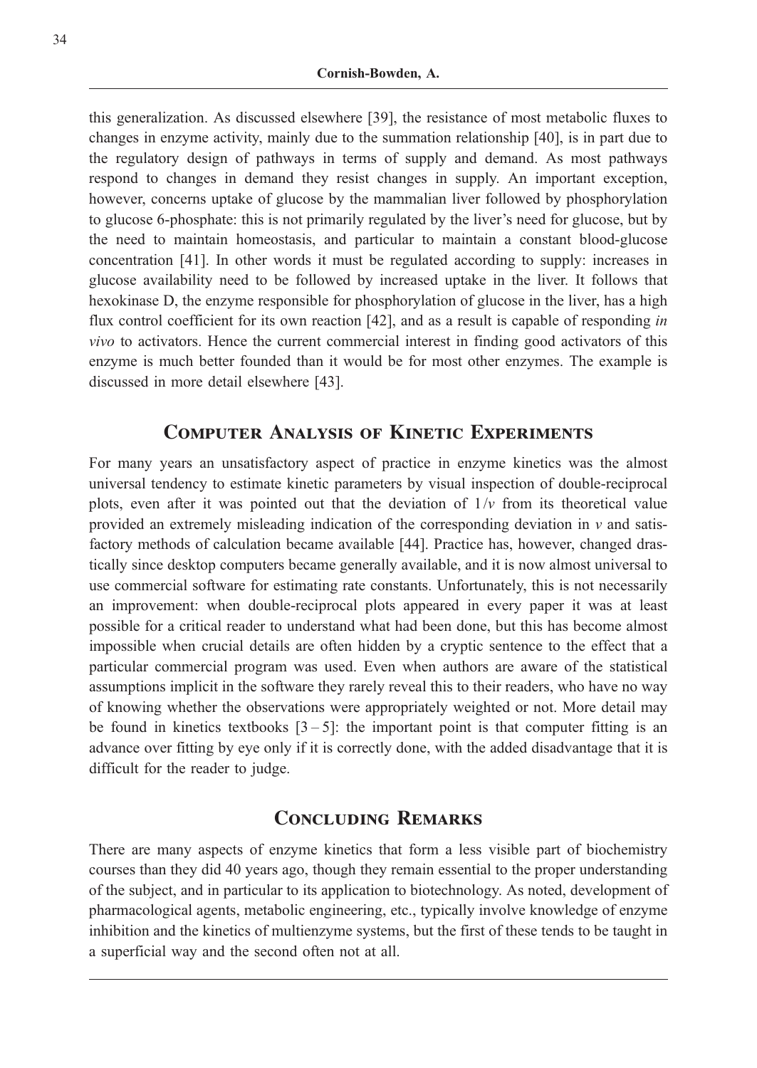this generalization. As discussed elsewhere [39], the resistance of most metabolic fluxes to changes in enzyme activity, mainly due to the summation relationship [40], is in part due to the regulatory design of pathways in terms of supply and demand. As most pathways respond to changes in demand they resist changes in supply. An important exception, however, concerns uptake of glucose by the mammalian liver followed by phosphorylation to glucose 6-phosphate: this is not primarily regulated by the liver's need for glucose, but by the need to maintain homeostasis, and particular to maintain a constant blood-glucose concentration [41]. In other words it must be regulated according to supply: increases in glucose availability need to be followed by increased uptake in the liver. It follows that hexokinase D, the enzyme responsible for phosphorylation of glucose in the liver, has a high flux control coefficient for its own reaction [42], and as a result is capable of responding *in vivo* to activators. Hence the current commercial interest in finding good activators of this enzyme is much better founded than it would be for most other enzymes. The example is discussed in more detail elsewhere [43].

## Computer Analysis of Kinetic Experiments

For many years an unsatisfactory aspect of practice in enzyme kinetics was the almost universal tendency to estimate kinetic parameters by visual inspection of double-reciprocal plots, even after it was pointed out that the deviation of $1/v$ from its theoretical value provided an extremely misleading indication of the corresponding deviation in $v$ and satisfactory methods of calculation became available [44]. Practice has, however, changed drastically since desktop computers became generally available, and it is now almost universal to use commercial software for estimating rate constants. Unfortunately, this is not necessarily an improvement: when double-reciprocal plots appeared in every paper it was at least possible for a critical reader to understand what had been done, but this has become almost impossible when crucial details are often hidden by a cryptic sentence to the effect that a particular commercial program was used. Even when authors are aware of the statistical assumptions implicit in the software they rarely reveal this to their readers, who have no way of knowing whether the observations were appropriately weighted or not. More detail may be found in kinetics textbooks [3 – 5]: the important point is that computer fitting is an advance over fitting by eye only if it is correctly done, with the added disadvantage that it is difficult for the reader to judge.

## Concluding Remarks

There are many aspects of enzyme kinetics that form a less visible part of biochemistry courses than they did 40 years ago, though they remain essential to the proper understanding of the subject, and in particular to its application to biotechnology. As noted, development of pharmacological agents, metabolic engineering, etc., typically involve knowledge of enzyme inhibition and the kinetics of multienzyme systems, but the first of these tends to be taught in a superficial way and the second often not at all.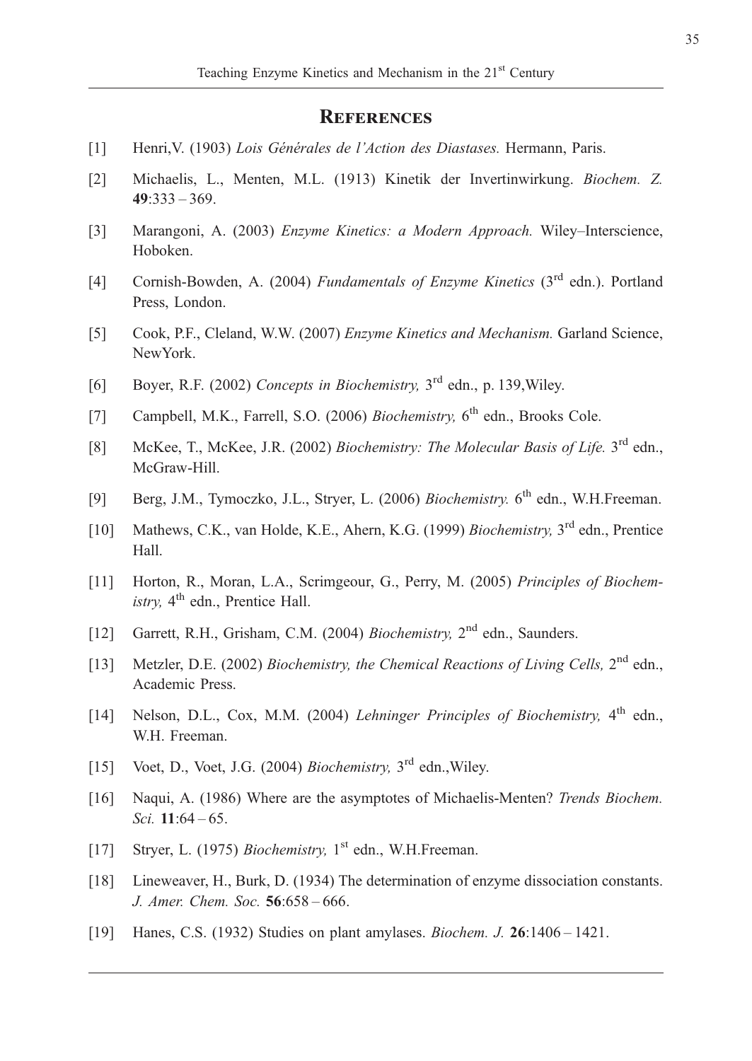## References

[1] Henri,V. (1903) *Lois Générales de l'Action des Diastases.* Hermann, Paris.

[2] Michaelis, L., Menten, M.L. (1913) Kinetik der Invertinwirkung. *Biochem. Z.* **49**:333 – 369.

[3] Marangoni, A. (2003) *Enzyme Kinetics: a Modern Approach.* Wiley–Interscience, Hoboken.

[4] Cornish-Bowden, A. (2004) *Fundamentals of Enzyme Kinetics* (3rd edn.). Portland Press, London.

[5] Cook, P.F., Cleland, W.W. (2007) *Enzyme Kinetics and Mechanism.* Garland Science, NewYork.

[6] Boyer, R.F. (2002) *Concepts in Biochemistry,* 3rd edn., p. 139,Wiley.

[7] Campbell, M.K., Farrell, S.O. (2006) *Biochemistry,* 6th edn., Brooks Cole.

[8] McKee, T., McKee, J.R. (2002) *Biochemistry: The Molecular Basis of Life.* 3rd edn., McGraw-Hill.

[9] Berg, J.M., Tymoczko, J.L., Stryer, L. (2006) *Biochemistry.* 6th edn., W.H.Freeman.

[10] Mathews, C.K., van Holde, K.E., Ahern, K.G. (1999) *Biochemistry,* 3rd edn., Prentice Hall.

[11] Horton, R., Moran, L.A., Scrimgeour, G., Perry, M. (2005) *Principles of Biochemistry,* 4th edn., Prentice Hall.

[12] Garrett, R.H., Grisham, C.M. (2004) *Biochemistry,* 2nd edn., Saunders.

[13] Metzler, D.E. (2002) *Biochemistry, the Chemical Reactions of Living Cells,* 2nd edn., Academic Press.

[14] Nelson, D.L., Cox, M.M. (2004) *Lehninger Principles of Biochemistry,* 4th edn., W.H. Freeman.

[15] Voet, D., Voet, J.G. (2004) *Biochemistry,* 3rd edn.,Wiley.

[16] Naqui, A. (1986) Where are the asymptotes of Michaelis-Menten? *Trends Biochem. Sci.* **11**:64 – 65.

[17] Stryer, L. (1975) *Biochemistry,* 1st edn., W.H.Freeman.

[18] Lineweaver, H., Burk, D. (1934) The determination of enzyme dissociation constants. *J. Amer. Chem. Soc.* **56**:658 – 666.

[19] Hanes, C.S. (1932) Studies on plant amylases. *Biochem. J.* **26**:1406 – 1421.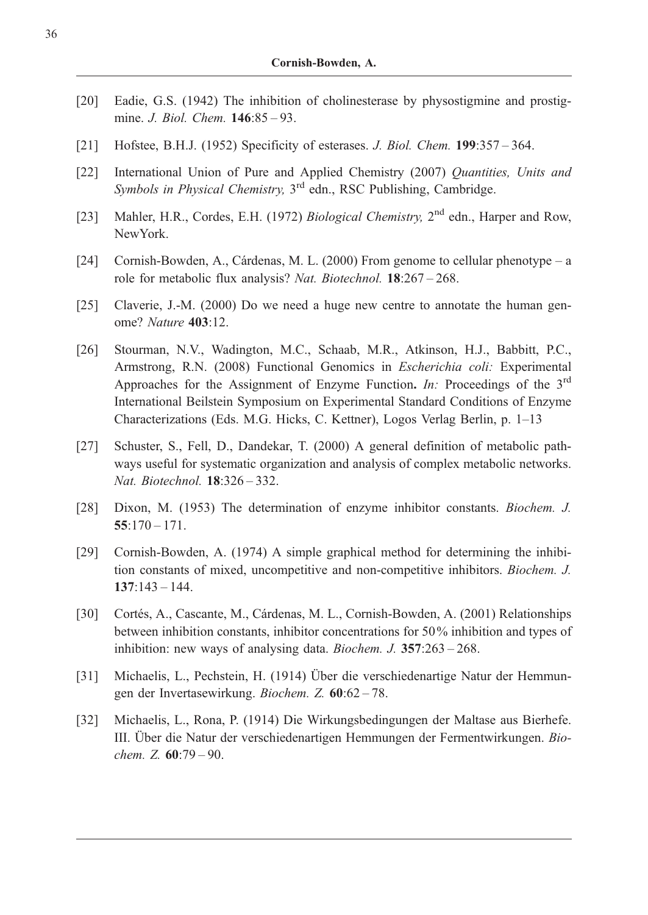[20] Eadie, G.S. (1942) The inhibition of cholinesterase by physostigmine and prostigmine. *J. Biol. Chem.* **146**:85 – 93.

[21] Hofstee, B.H.J. (1952) Specificity of esterases. *J. Biol. Chem.* **199**:357 – 364.

[22] International Union of Pure and Applied Chemistry (2007) *Quantities, Units and Symbols in Physical Chemistry,* 3rd edn., RSC Publishing, Cambridge.

[23] Mahler, H.R., Cordes, E.H. (1972) *Biological Chemistry,* 2nd edn., Harper and Row, NewYork.

[24] Cornish-Bowden, A., Cárdenas, M. L. (2000) From genome to cellular phenotype – a role for metabolic flux analysis? *Nat. Biotechnol.* **18**:267 – 268.

[25] Claverie, J.-M. (2000) Do we need a huge new centre to annotate the human genome? *Nature* **403**:12.

[26] Stourman, N.V., Wadington, M.C., Schaab, M.R., Atkinson, H.J., Babbitt, P.C., Armstrong, R.N. (2008) Functional Genomics in *Escherichia coli:* Experimental Approaches for the Assignment of Enzyme Function**.** *In:* Proceedings of the 3rd International Beilstein Symposium on Experimental Standard Conditions of Enzyme Characterizations (Eds. M.G. Hicks, C. Kettner), Logos Verlag Berlin, p. 1–13

[27] Schuster, S., Fell, D., Dandekar, T. (2000) A general definition of metabolic pathways useful for systematic organization and analysis of complex metabolic networks. *Nat. Biotechnol.* **18**:326 – 332.

[28] Dixon, M. (1953) The determination of enzyme inhibitor constants. *Biochem. J.* **55**:170 – 171.

[29] Cornish-Bowden, A. (1974) A simple graphical method for determining the inhibition constants of mixed, uncompetitive and non-competitive inhibitors. *Biochem. J.* **137**:143 – 144.

[30] Cortés, A., Cascante, M., Cárdenas, M. L., Cornish-Bowden, A. (2001) Relationships between inhibition constants, inhibitor concentrations for 50% inhibition and types of inhibition: new ways of analysing data. *Biochem. J.* **357**:263 – 268.

[31] Michaelis, L., Pechstein, H. (1914) Über die verschiedenartige Natur der Hemmungen der Invertasewirkung. *Biochem. Z.* **60**:62 – 78.

[32] Michaelis, L., Rona, P. (1914) Die Wirkungsbedingungen der Maltase aus Bierhefe. III. Über die Natur der verschiedenartigen Hemmungen der Fermentwirkungen. *Biochem. Z.* **60**:79 – 90.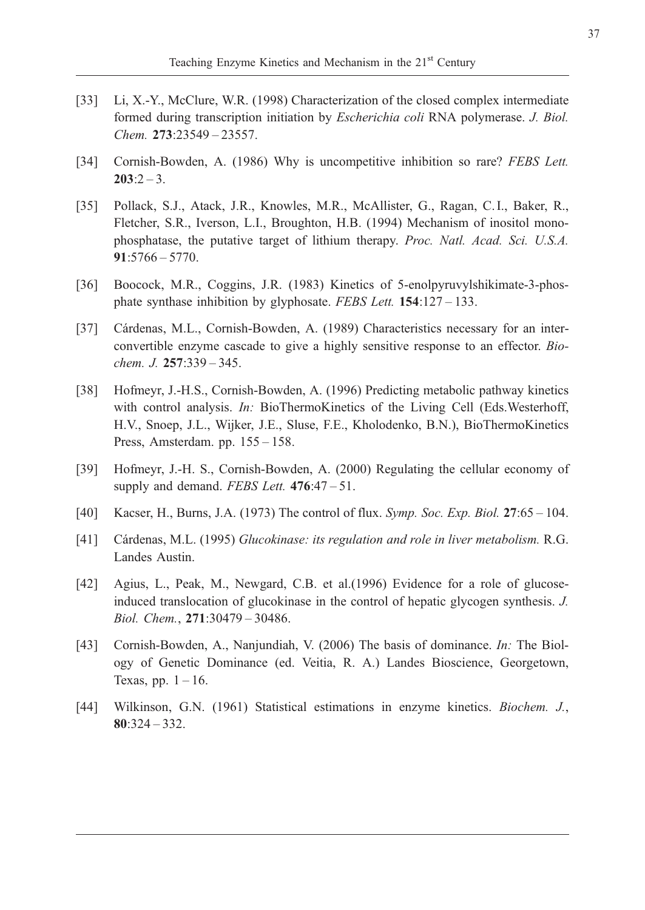[33] Li, X.-Y., McClure, W.R. (1998) Characterization of the closed complex intermediate formed during transcription initiation by *Escherichia coli* RNA polymerase. *J. Biol. Chem.* **273**:23549 – 23557.

[34] Cornish-Bowden, A. (1986) Why is uncompetitive inhibition so rare? *FEBS Lett.* **203**:2 – 3.

[35] Pollack, S.J., Atack, J.R., Knowles, M.R., McAllister, G., Ragan, C.I., Baker, R., Fletcher, S.R., Iverson, L.I., Broughton, H.B. (1994) Mechanism of inositol monophosphatase, the putative target of lithium therapy. *Proc. Natl. Acad. Sci. U.S.A.* **91**:5766 – 5770.

[36] Boocock, M.R., Coggins, J.R. (1983) Kinetics of 5-enolpyruvylshikimate-3-phosphate synthase inhibition by glyphosate. *FEBS Lett.* **154**:127 – 133.

[37] Cárdenas, M.L., Cornish-Bowden, A. (1989) Characteristics necessary for an interconvertible enzyme cascade to give a highly sensitive response to an effector. *Biochem. J.* **257**:339 – 345.

[38] Hofmeyr, J.-H.S., Cornish-Bowden, A. (1996) Predicting metabolic pathway kinetics with control analysis. *In:* BioThermoKinetics of the Living Cell (Eds.Westerhoff, H.V., Snoep, J.L., Wijker, J.E., Sluse, F.E., Kholodenko, B.N.), BioThermoKinetics Press, Amsterdam. pp. 155 – 158.

[39] Hofmeyr, J.-H. S., Cornish-Bowden, A. (2000) Regulating the cellular economy of supply and demand. *FEBS Lett.* **476**:47 – 51.

[40] Kacser, H., Burns, J.A. (1973) The control of flux. *Symp. Soc. Exp. Biol.* **27**:65 – 104.

[41] Cárdenas, M.L. (1995) *Glucokinase: its regulation and role in liver metabolism.* R.G. Landes Austin.

[42] Agius, L., Peak, M., Newgard, C.B. et al.(1996) Evidence for a role of glucose-induced translocation of glucokinase in the control of hepatic glycogen synthesis. *J. Biol. Chem.*, **271**:30479 – 30486.

[43] Cornish-Bowden, A., Nanjundiah, V. (2006) The basis of dominance. *In:* The Biology of Genetic Dominance (ed. Veitia, R. A.) Landes Bioscience, Georgetown, Texas, pp. 1 – 16.

[44] Wilkinson, G.N. (1961) Statistical estimations in enzyme kinetics. *Biochem. J.*, **80**:324 – 332.